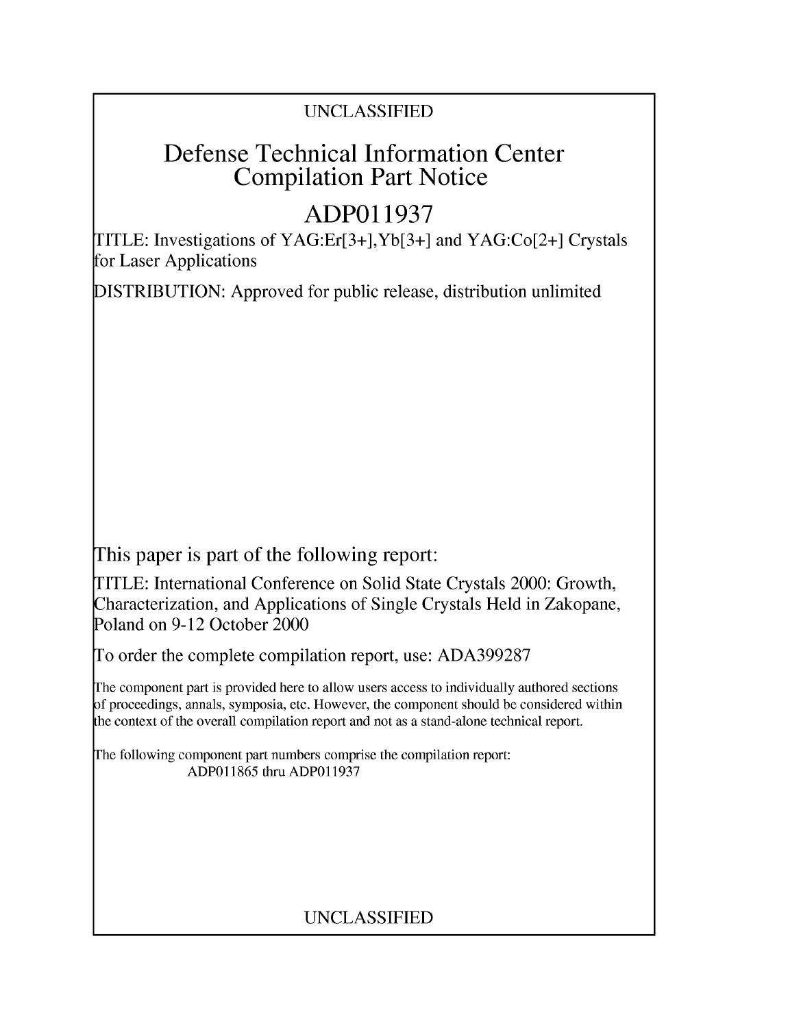UNCLASSIFIED

# Defense Technical Information Center Compilation Part Notice

## ADP011937

TITLE: Investigations of YAG:Er[3+],Yb[3+] and YAG:Co[2+] Crystals for Laser Applications

DISTRIBUTION: Approved for public release, distribution unlimited

This paper is part of the following report:

TITLE: International Conference on Solid State Crystals 2000: Growth, Characterization, and Applications of Single Crystals Held in Zakopane, Poland on 9-12 October 2000

To order the complete compilation report, use: ADA399287

The component part is provided here to allow users access to individually authored sections of proceedings, annals, symposia, etc. However, the component should be considered within the context of the overall compilation report and not as a stand-alone technical report.

The following component part numbers comprise the compilation report:
ADP011865 thru ADP011937

UNCLASSIFIED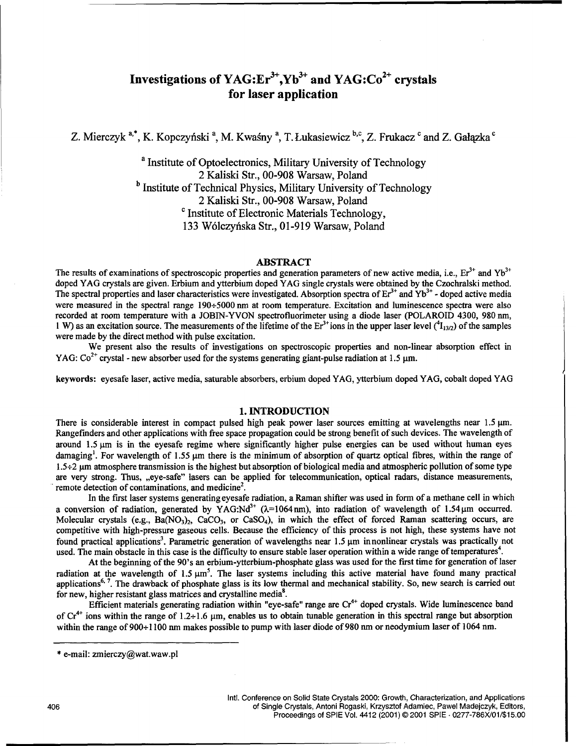# Investigations of $YAG:Er^{3+},Yb^{3+}$ and $YAG:Co^{2+}$ crystals for laser application

Z. Mierczyk [a,*], K. Kopczyński [a], M. Kwaśny [a], T. Łukasiewicz [b,c], Z. Frukacz [c] and Z. Gałązka [c]

[a] Institute of Optoelectronics, Military University of Technology
2 Kaliski Str., 00-908 Warsaw, Poland
[b] Institute of Technical Physics, Military University of Technology
2 Kaliski Str., 00-908 Warsaw, Poland
[c] Institute of Electronic Materials Technology,
133 Wólczyńska Str., 01-919 Warsaw, Poland

## ABSTRACT

The results of examinations of spectroscopic properties and generation parameters of new active media, i.e., $Er^{3+}$ and $Yb^{3+}$ doped YAG crystals are given. Erbium and ytterbium doped YAG single crystals were obtained by the Czochralski method. The spectral properties and laser characteristics were investigated. Absorption spectra of $Er^{3+}$ and $Yb^{3+}$ - doped active media were measured in the spectral range 190÷5000 nm at room temperature. Excitation and luminescence spectra were also recorded at room temperature with a JOBIN-YVON spectrofluorimeter using a diode laser (POLAROID 4300, 980 nm, 1 W) as an excitation source. The measurements of the lifetime of the $Er^{3+}$ ions in the upper laser level ($^4I_{13/2}$) of the samples were made by the direct method with pulse excitation.

We present also the results of investigations on spectroscopic properties and non-linear absorption effect in YAG: $Co^{2+}$ crystal - new absorber used for the systems generating giant-pulse radiation at 1.5 μm.

**keywords:** eyesafe laser, active media, saturable absorbers, erbium doped YAG, ytterbium doped YAG, cobalt doped YAG

## 1. INTRODUCTION

There is considerable interest in compact pulsed high peak power laser sources emitting at wavelengths near 1.5 μm. Rangefinders and other applications with free space propagation could be strong benefit of such devices. The wavelength of around 1.5 μm is in the eyesafe regime where significantly higher pulse energies can be used without human eyes damaging[1]. For wavelength of 1.55 μm there is the minimum of absorption of quartz optical fibres, within the range of 1.5÷2 μm atmosphere transmission is the highest but absorption of biological media and atmospheric pollution of some type are very strong. Thus, „eye-safe" lasers can be applied for telecommunication, optical radars, distance measurements, remote detection of contaminations, and medicine[2].

In the first laser systems generating eyesafe radiation, a Raman shifter was used in form of a methane cell in which a conversion of radiation, generated by $YAG:Nd^{3+}$ ($\lambda$=1064 nm), into radiation of wavelength of 1.54 μm occurred. Molecular crystals (e.g., $Ba(NO_3)_2$, $CaCO_3$, or $CaSO_4$), in which the effect of forced Raman scattering occurs, are competitive with high-pressure gaseous cells. Because the efficiency of this process is not high, these systems have not found practical applications[3]. Parametric generation of wavelengths near 1.5 μm in nonlinear crystals was practically not used. The main obstacle in this case is the difficulty to ensure stable laser operation within a wide range of temperatures[4].

At the beginning of the 90's an erbium-ytterbium-phosphate glass was used for the first time for generation of laser radiation at the wavelength of 1.5 μm[5]. The laser systems including this active material have found many practical applications[6, 7]. The drawback of phosphate glass is its low thermal and mechanical stability. So, new search is carried out for new, higher resistant glass matrices and crystalline media[8].

Efficient materials generating radiation within "eye-safe" range are $Cr^{4+}$ doped crystals. Wide luminescence band of $Cr^{4+}$ ions within the range of 1.2÷1.6 μm, enables us to obtain tunable generation in this spectral range but absorption within the range of 900÷1100 nm makes possible to pump with laser diode of 980 nm or neodymium laser of 1064 nm.

* e-mail: zmierczy@wat.waw.pl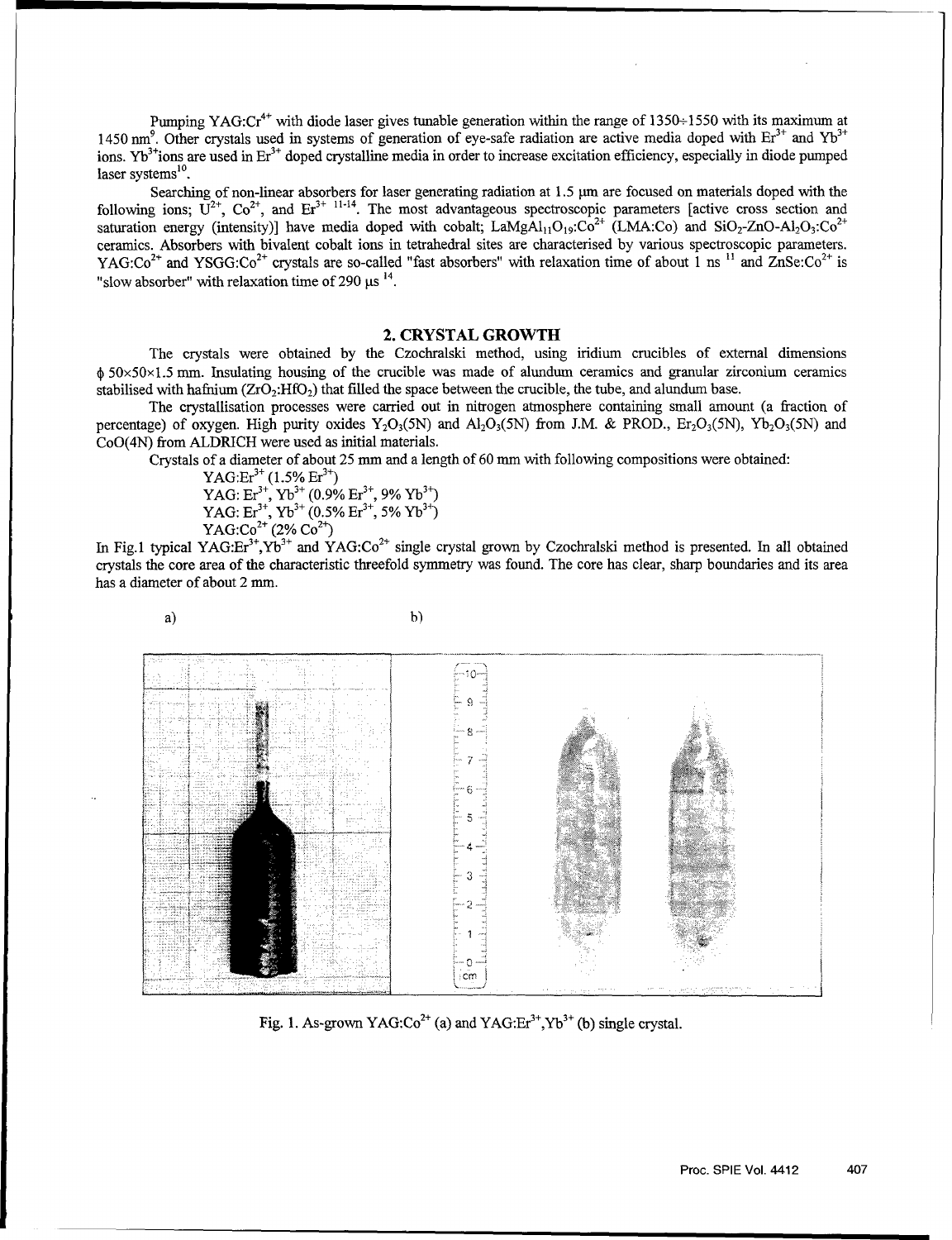Pumping $YAG:Cr^{4+}$ with diode laser gives tunable generation within the range of 1350÷1550 with its maximum at 1450 nm[9]. Other crystals used in systems of generation of eye-safe radiation are active media doped with $Er^{3+}$ and $Yb^{3+}$ ions. $Yb^{3+}$ions are used in $Er^{3+}$ doped crystalline media in order to increase excitation efficiency, especially in diode pumped laser systems[10].

Searching of non-linear absorbers for laser generating radiation at 1.5 μm are focused on materials doped with the following ions; $U^{2+}$, $Co^{2+}$, and $Er^{3+}$ [11-14]. The most advantageous spectroscopic parameters [active cross section and saturation energy (intensity)] have media doped with cobalt; $LaMgAl_{11}O_{19}:Co^{2+}$ (LMA:Co) and $SiO_2$-ZnO-$Al_2O_3:Co^{2+}$ ceramics. Absorbers with bivalent cobalt ions in tetrahedral sites are characterised by various spectroscopic parameters. $YAG:Co^{2+}$ and $YSGG:Co^{2+}$ crystals are so-called "fast absorbers" with relaxation time of about 1 ns [11] and $ZnSe:Co^{2+}$ is "slow absorber" with relaxation time of 290 μs [14].

## 2. CRYSTAL GROWTH

The crystals were obtained by the Czochralski method, using iridium crucibles of external dimensions ϕ 50×50×1.5 mm. Insulating housing of the crucible was made of alundum ceramics and granular zirconium ceramics stabilised with hafnium ($ZrO_2:HfO_2$) that filled the space between the crucible, the tube, and alundum base.

The crystallisation processes were carried out in nitrogen atmosphere containing small amount (a fraction of percentage) of oxygen. High purity oxides $Y_2O_3$(5N) and $Al_2O_3$(5N) from J.M. & PROD., $Er_2O_3$(5N), $Yb_2O_3$(5N) and CoO(4N) from ALDRICH were used as initial materials.

Crystals of a diameter of about 25 mm and a length of 60 mm with following compositions were obtained:

- $YAG:Er^{3+}$ (1.5% $Er^{3+}$)
- YAG: $Er^{3+}$, $Yb^{3+}$ (0.9% $Er^{3+}$, 9% $Yb^{3+}$)
- YAG: $Er^{3+}$, $Yb^{3+}$ (0.5% $Er^{3+}$, 5% $Yb^{3+}$)
- $YAG:Co^{2+}$ (2% $Co^{2+}$)

In Fig.1 typical $YAG:Er^{3+},Yb^{3+}$ and $YAG:Co^{2+}$ single crystal grown by Czochralski method is presented. In all obtained crystals the core area of the characteristic threefold symmetry was found. The core has clear, sharp boundaries and its area has a diameter of about 2 mm.

a) b)

Fig. 1. As-grown $YAG:Co^{2+}$ (a) and $YAG:Er^{3+},Yb^{3+}$ (b) single crystal.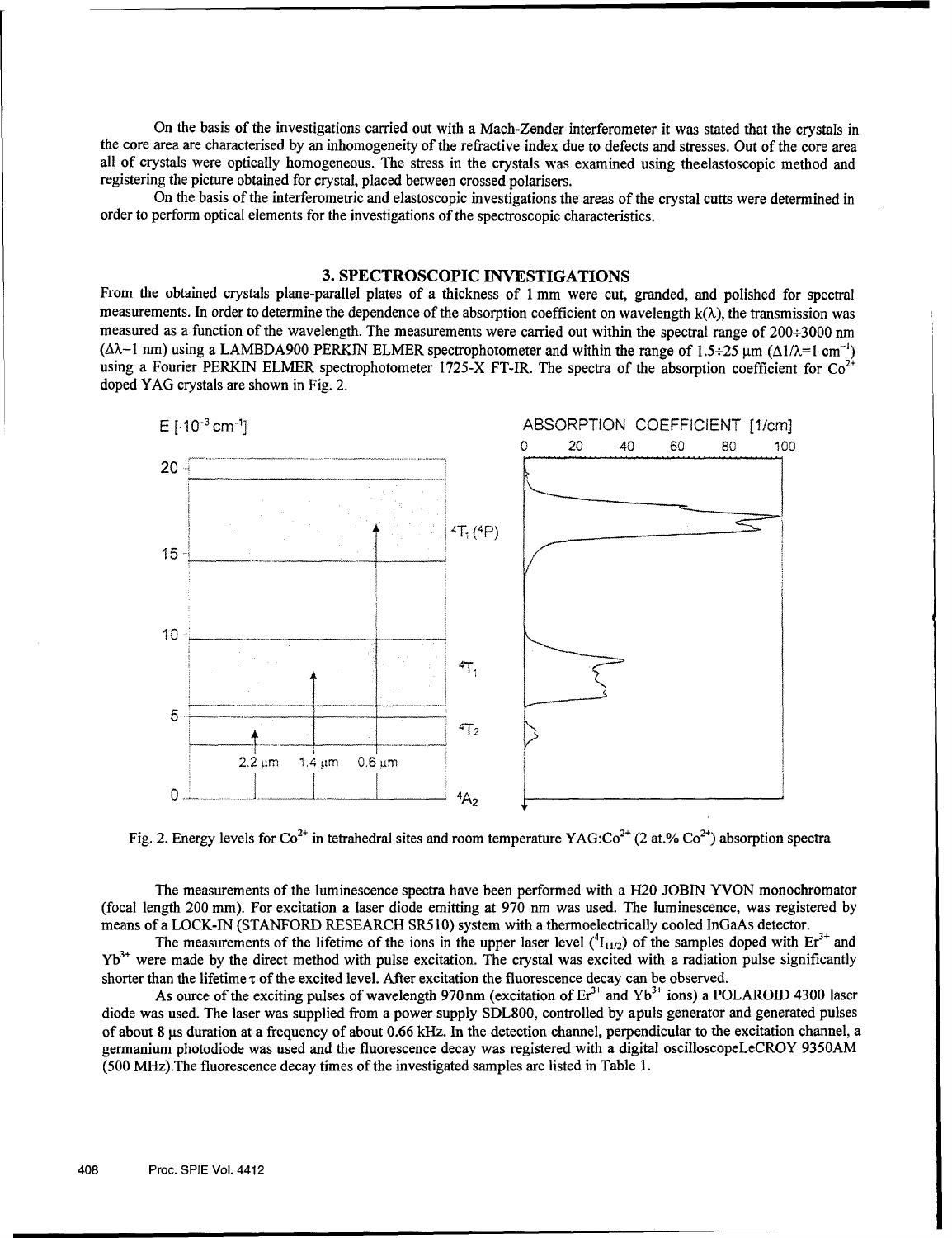On the basis of the investigations carried out with a Mach-Zender interferometer it was stated that the crystals in the core area are characterised by an inhomogeneity of the refractive index due to defects and stresses. Out of the core area all of crystals were optically homogeneous. The stress in the crystals was examined using theelastoscopic method and registering the picture obtained for crystal, placed between crossed polarisers.

On the basis of the interferometric and elastoscopic investigations the areas of the crystal cutts were determined in order to perform optical elements for the investigations of the spectroscopic characteristics.

## 3. SPECTROSCOPIC INVESTIGATIONS

From the obtained crystals plane-parallel plates of a thickness of 1 mm were cut, granded, and polished for spectral measurements. In order to determine the dependence of the absorption coefficient on wavelength $k(\lambda)$, the transmission was measured as a function of the wavelength. The measurements were carried out within the spectral range of 200÷3000 nm ($\Delta\lambda$=1 nm) using a LAMBDA900 PERKIN ELMER spectrophotometer and within the range of 1.5÷25 μm ($\Delta 1/\lambda$=1 cm$^{-1}$) using a Fourier PERKIN ELMER spectrophotometer 1725-X FT-IR. The spectra of the absorption coefficient for $Co^{2+}$ doped YAG crystals are shown in Fig. 2.

Fig. 2. Energy levels for $Co^{2+}$ in tetrahedral sites and room temperature YAG:$Co^{2+}$ (2 at.% $Co^{2+}$) absorption spectra

The measurements of the luminescence spectra have been performed with a H20 JOBIN YVON monochromator (focal length 200 mm). For excitation a laser diode emitting at 970 nm was used. The luminescence, was registered by means of a LOCK-IN (STANFORD RESEARCH SR510) system with a thermoelectrically cooled InGaAs detector.

The measurements of the lifetime of the ions in the upper laser level ($^4I_{11/2}$) of the samples doped with $Er^{3+}$ and $Yb^{3+}$ were made by the direct method with pulse excitation. The crystal was excited with a radiation pulse significantly shorter than the lifetime $\tau$ of the excited level. After excitation the fluorescence decay can be observed.

As ource of the exciting pulses of wavelength 970nm (excitation of $Er^{3+}$ and $Yb^{3+}$ ions) a POLAROID 4300 laser diode was used. The laser was supplied from a power supply SDL800, controlled by apuls generator and generated pulses of about 8 μs duration at a frequency of about 0.66 kHz. In the detection channel, perpendicular to the excitation channel, a germanium photodiode was used and the fluorescence decay was registered with a digital oscilloscopeLeCROY 9350AM (500 MHz).The fluorescence decay times of the investigated samples are listed in Table 1.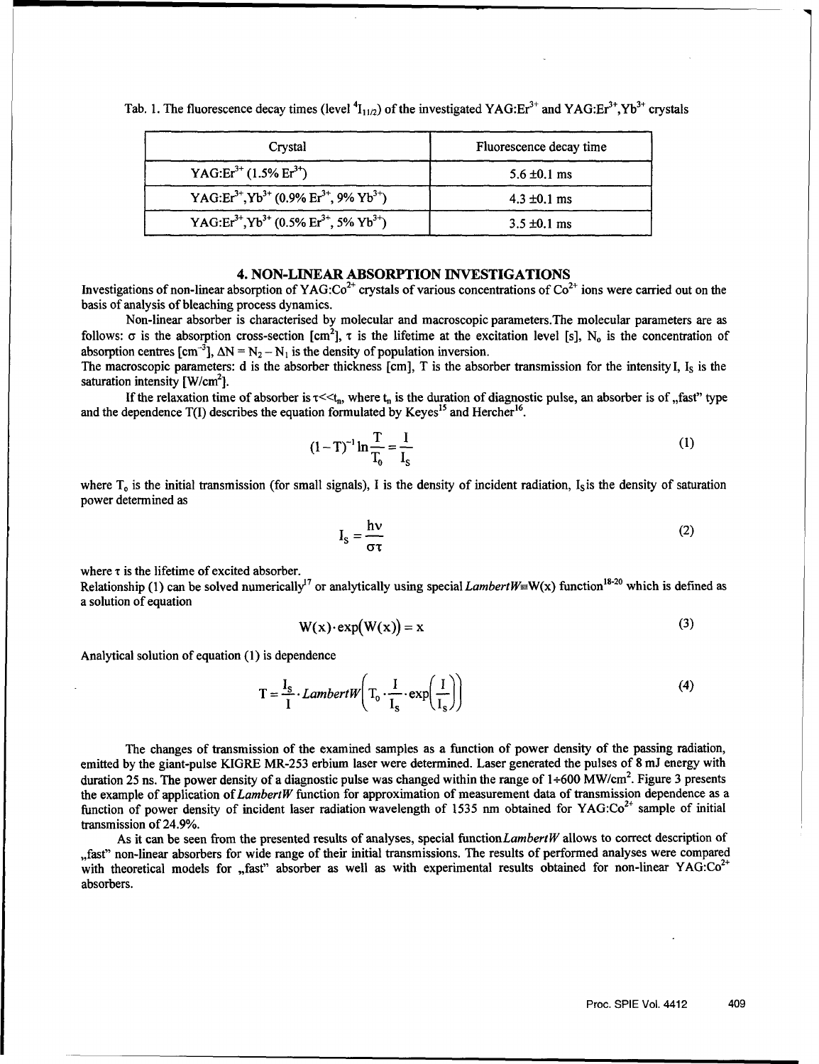Tab. 1. The fluorescence decay times (level $^4I_{11/2}$) of the investigated YAG:$Er^{3+}$ and YAG:$Er^{3+}$,$Yb^{3+}$ crystals

| Crystal | Fluorescence decay time |
|---|---|
| YAG:$Er^{3+}$ (1.5% $Er^{3+}$) | 5.6 ±0.1 ms |
| YAG:$Er^{3+}$,$Yb^{3+}$ (0.9% $Er^{3+}$, 9% $Yb^{3+}$) | 4.3 ±0.1 ms |
| YAG:$Er^{3+}$,$Yb^{3+}$ (0.5% $Er^{3+}$, 5% $Yb^{3+}$) | 3.5 ±0.1 ms |

## 4. NON-LINEAR ABSORPTION INVESTIGATIONS

Investigations of non-linear absorption of YAG:$Co^{2+}$ crystals of various concentrations of $Co^{2+}$ ions were carried out on the basis of analysis of bleaching process dynamics.

Non-linear absorber is characterised by molecular and macroscopic parameters.The molecular parameters are as follows: $\sigma$ is the absorption cross-section [$cm^2$], $\tau$ is the lifetime at the excitation level [s], $N_o$ is the concentration of absorption centres [$cm^{-3}$], $\Delta N = N_2 - N_1$ is the density of population inversion.

The macroscopic parameters: d is the absorber thickness [cm], T is the absorber transmission for the intensity I, $I_S$ is the saturation intensity [W/$cm^2$].

If the relaxation time of absorber is $\tau << t_n$, where $t_n$ is the duration of diagnostic pulse, an absorber is of „fast" type and the dependence T(I) describes the equation formulated by Keyes[15] and Hercher[16].

$$(1-T)^{-1}\ln\frac{T}{T_0} = \frac{I}{I_S} \tag{1}$$

where $T_o$ is the initial transmission (for small signals), I is the density of incident radiation, $I_S$ is the density of saturation power determined as

$$I_S = \frac{h\nu}{\sigma\tau} \tag{2}$$

where $\tau$ is the lifetime of excited absorber.

Relationship (1) can be solved numerically[17] or analytically using special *LambertW*≡W(x) function[18-20] which is defined as a solution of equation

$$W(x)\cdot\exp(W(x)) = x \tag{3}$$

Analytical solution of equation (1) is dependence

$$T = \frac{I_S}{I}\cdot \mathit{LambertW}\left(T_0\cdot\frac{I}{I_S}\cdot\exp\left(\frac{I}{I_S}\right)\right) \tag{4}$$

The changes of transmission of the examined samples as a function of power density of the passing radiation, emitted by the giant-pulse KIGRE MR-253 erbium laser were determined. Laser generated the pulses of 8 mJ energy with duration 25 ns. The power density of a diagnostic pulse was changed within the range of 1÷600 MW/$cm^2$. Figure 3 presents the example of application of *LambertW* function for approximation of measurement data of transmission dependence as a function of power density of incident laser radiation wavelength of 1535 nm obtained for YAG:$Co^{2+}$ sample of initial transmission of 24.9%.

As it can be seen from the presented results of analyses, special function *LambertW* allows to correct description of „fast" non-linear absorbers for wide range of their initial transmissions. The results of performed analyses were compared with theoretical models for „fast" absorber as well as with experimental results obtained for non-linear YAG:$Co^{2+}$ absorbers.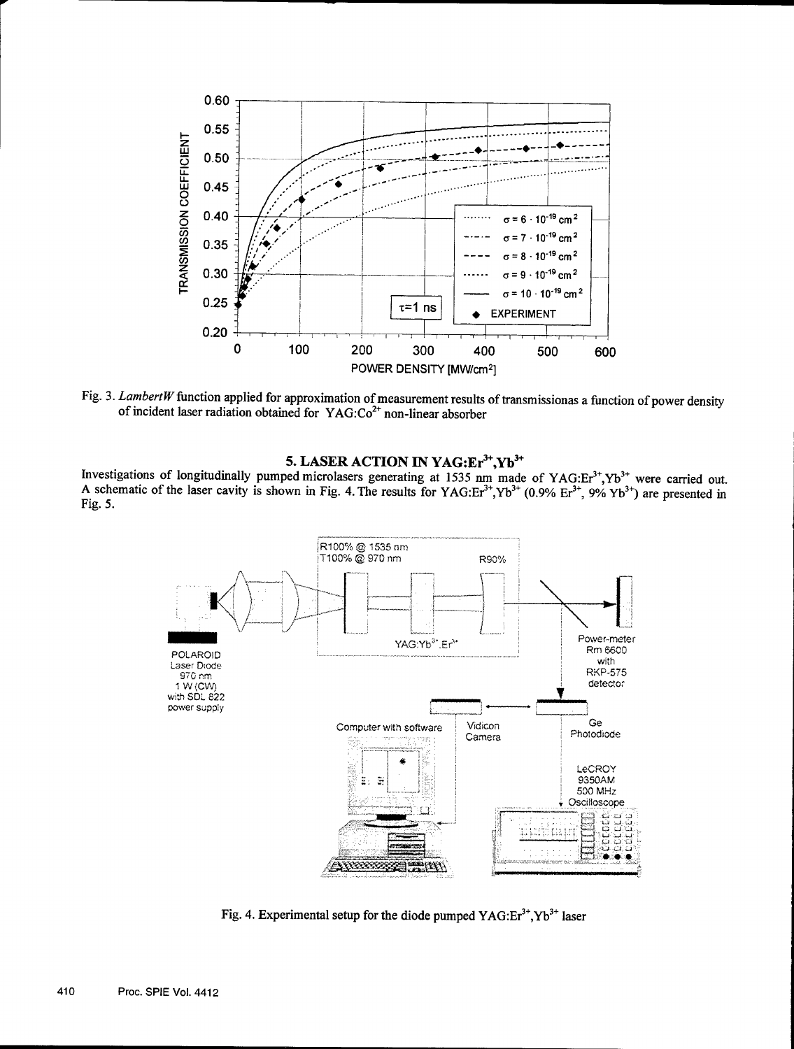Fig. 3. *LambertW* function applied for approximation of measurement results of transmissionas a function of power density of incident laser radiation obtained for YAG:$Co^{2+}$ non-linear absorber

## 5. LASER ACTION IN YAG:$Er^{3+}$,$Yb^{3+}$

Investigations of longitudinally pumped microlasers generating at 1535 nm made of YAG:$Er^{3+}$,$Yb^{3+}$ were carried out. A schematic of the laser cavity is shown in Fig. 4. The results for YAG:$Er^{3+}$,$Yb^{3+}$ (0.9% $Er^{3+}$, 9% $Yb^{3+}$) are presented in Fig. 5.

Fig. 4. Experimental setup for the diode pumped YAG:$Er^{3+}$,$Yb^{3+}$ laser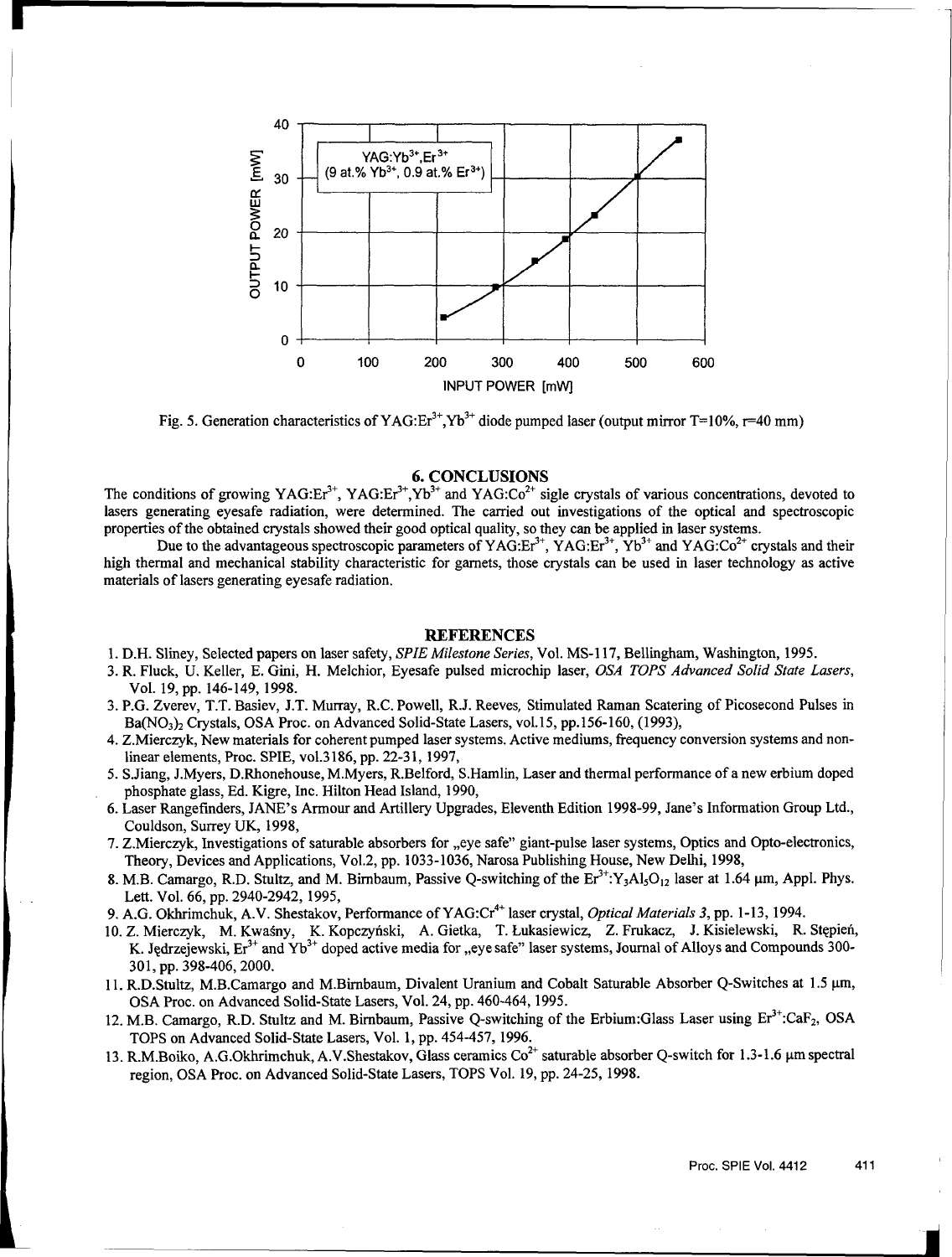40
30
20
10
0
OUTPUT POWER [mW]
0 100 200 300 400 500 600
INPUT POWER [mW]
YAG:$Yb^{3+}$,$Er^{3+}$
(9 at.% $Yb^{3+}$, 0.9 at.% $Er^{3+}$)

Fig. 5. Generation characteristics of YAG:$Er^{3+}$,$Yb^{3+}$ diode pumped laser (output mirror T=10%, r=40 mm)

## 6. CONCLUSIONS

The conditions of growing YAG:$Er^{3+}$, YAG:$Er^{3+}$,$Yb^{3+}$ and YAG:$Co^{2+}$ sigle crystals of various concentrations, devoted to lasers generating eyesafe radiation, were determined. The carried out investigations of the optical and spectroscopic properties of the obtained crystals showed their good optical quality, so they can be applied in laser systems.

Due to the advantageous spectroscopic parameters of YAG:$Er^{3+}$, YAG:$Er^{3+}$, $Yb^{3+}$ and YAG:$Co^{2+}$ crystals and their high thermal and mechanical stability characteristic for garnets, those crystals can be used in laser technology as active materials of lasers generating eyesafe radiation.

## REFERENCES

1. D.H. Sliney, Selected papers on laser safety, *SPIE Milestone Series*, Vol. MS-117, Bellingham, Washington, 1995.
3. R. Fluck, U. Keller, E. Gini, H. Melchior, Eyesafe pulsed microchip laser, *OSA TOPS Advanced Solid State Lasers*, Vol. 19, pp. 146-149, 1998.
3. P.G. Zverev, T.T. Basiev, J.T. Murray, R.C. Powell, R.J. Reeves, Stimulated Raman Scatering of Picosecond Pulses in $Ba(NO_3)_2$ Crystals, OSA Proc. on Advanced Solid-State Lasers, vol.15, pp.156-160, (1993),
4. Z.Mierczyk, New materials for coherent pumped laser systems. Active mediums, frequency conversion systems and non-linear elements, Proc. SPIE, vol.3186, pp. 22-31, 1997,
5. S.Jiang, J.Myers, D.Rhonehouse, M.Myers, R.Belford, S.Hamlin, Laser and thermal performance of a new erbium doped phosphate glass, Ed. Kigre, Inc. Hilton Head Island, 1990,
6. Laser Rangefinders, JANE's Armour and Artillery Upgrades, Eleventh Edition 1998-99, Jane's Information Group Ltd., Couldson, Surrey UK, 1998,
7. Z.Mierczyk, Investigations of saturable absorbers for „eye safe" giant-pulse laser systems, Optics and Opto-electronics, Theory, Devices and Applications, Vol.2, pp. 1033-1036, Narosa Publishing House, New Delhi, 1998,
8. M.B. Camargo, R.D. Stultz, and M. Birnbaum, Passive Q-switching of the $Er^{3+}$:$Y_3Al_5O_{12}$ laser at 1.64 µm, Appl. Phys. Lett. Vol. 66, pp. 2940-2942, 1995,
9. A.G. Okhrimchuk, A.V. Shestakov, Performance of YAG:$Cr^{4+}$ laser crystal, *Optical Materials 3*, pp. 1-13, 1994.
10. Z. Mierczyk, M. Kwaśny, K. Kopczyński, A. Gietka, T. Łukasiewicz, Z. Frukacz, J. Kisielewski, R. Stępień, K. Jędrzejewski, $Er^{3+}$ and $Yb^{3+}$ doped active media for „eye safe" laser systems, Journal of Alloys and Compounds 300-301, pp. 398-406, 2000.
11. R.D.Stultz, M.B.Camargo and M.Birnbaum, Divalent Uranium and Cobalt Saturable Absorber Q-Switches at 1.5 µm, OSA Proc. on Advanced Solid-State Lasers, Vol. 24, pp. 460-464, 1995.
12. M.B. Camargo, R.D. Stultz and M. Birnbaum, Passive Q-switching of the Erbium:Glass Laser using $Er^{3+}$:$CaF_2$, OSA TOPS on Advanced Solid-State Lasers, Vol. 1, pp. 454-457, 1996.
13. R.M.Boiko, A.G.Okhrimchuk, A.V.Shestakov, Glass ceramics $Co^{2+}$ saturable absorber Q-switch for 1.3-1.6 µm spectral region, OSA Proc. on Advanced Solid-State Lasers, TOPS Vol. 19, pp. 24-25, 1998.